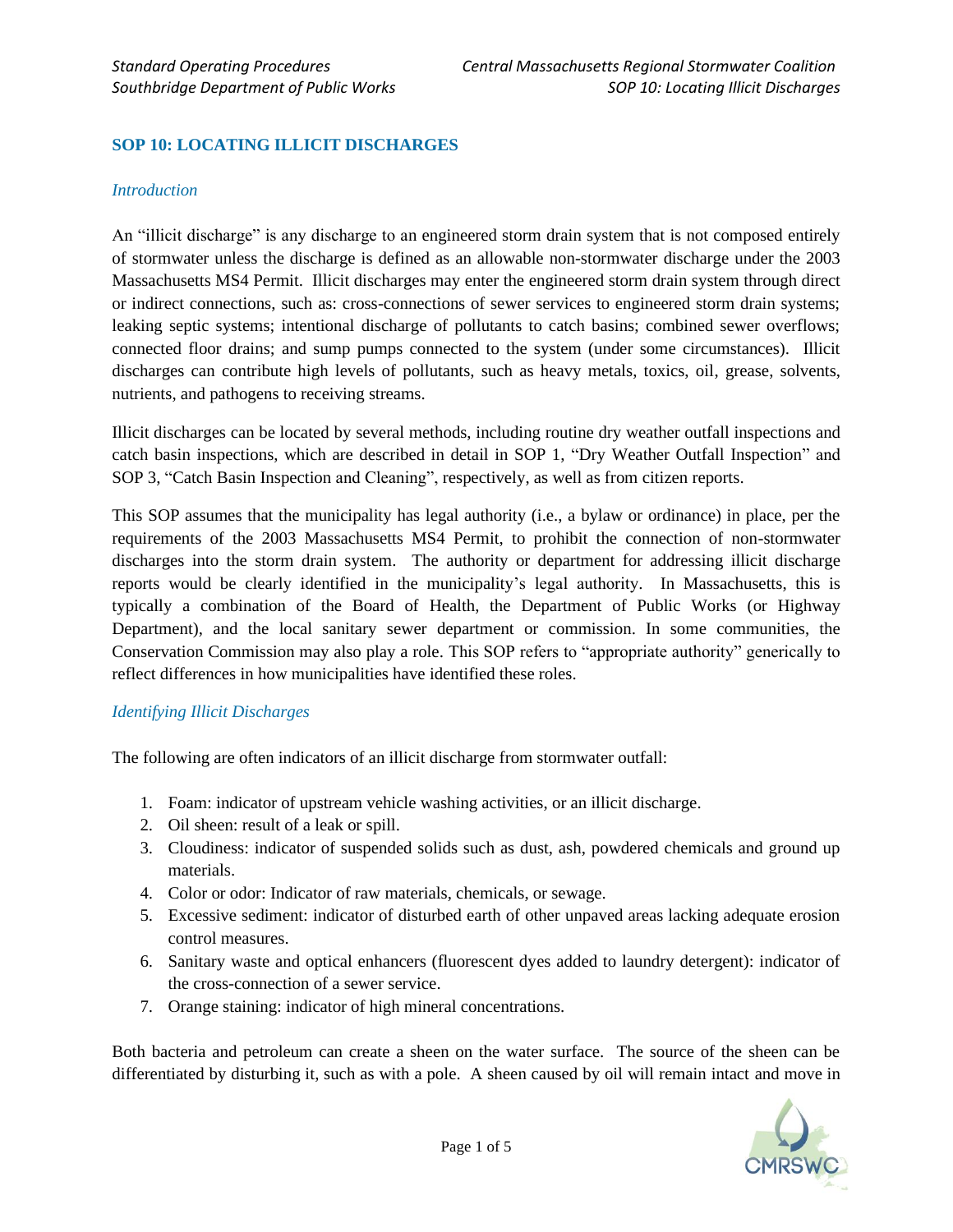## SOP 10: LOCATING ILLICIT DISCHARGES

### *Introduction*

An "illicit discharge" is any discharge to an engineered storm drain system that is not composed entirely of stormwater unless the discharge is defined as an allowable non-stormwater discharge under the 2003 Massachusetts MS4 Permit. Illicit discharges may enter the engineered storm drain system through direct or indirect connections, such as: cross-connections of sewer services to engineered storm drain systems; leaking septic systems; intentional discharge of pollutants to catch basins; combined sewer overflows; connected floor drains; and sump pumps connected to the system (under some circumstances). Illicit discharges can contribute high levels of pollutants, such as heavy metals, toxics, oil, grease, solvents, nutrients, and pathogens to receiving streams.

Illicit discharges can be located by several methods, including routine dry weather outfall inspections and catch basin inspections, which are described in detail in SOP 1, "Dry Weather Outfall Inspection" and SOP 3, "Catch Basin Inspection and Cleaning", respectively, as well as from citizen reports.

This SOP assumes that the municipality has legal authority (i.e., a bylaw or ordinance) in place, per the requirements of the 2003 Massachusetts MS4 Permit, to prohibit the connection of non-stormwater discharges into the storm drain system. The authority or department for addressing illicit discharge reports would be clearly identified in the municipality's legal authority. In Massachusetts, this is typically a combination of the Board of Health, the Department of Public Works (or Highway Department), and the local sanitary sewer department or commission. In some communities, the Conservation Commission may also play a role. This SOP refers to "appropriate authority" generically to reflect differences in how municipalities have identified these roles.

### *Identifying Illicit Discharges*

The following are often indicators of an illicit discharge from stormwater outfall:

1. Foam: indicator of upstream vehicle washing activities, or an illicit discharge.
2. Oil sheen: result of a leak or spill.
3. Cloudiness: indicator of suspended solids such as dust, ash, powdered chemicals and ground up materials.
4. Color or odor: Indicator of raw materials, chemicals, or sewage.
5. Excessive sediment: indicator of disturbed earth of other unpaved areas lacking adequate erosion control measures.
6. Sanitary waste and optical enhancers (fluorescent dyes added to laundry detergent): indicator of the cross-connection of a sewer service.
7. Orange staining: indicator of high mineral concentrations.

Both bacteria and petroleum can create a sheen on the water surface. The source of the sheen can be differentiated by disturbing it, such as with a pole. A sheen caused by oil will remain intact and move in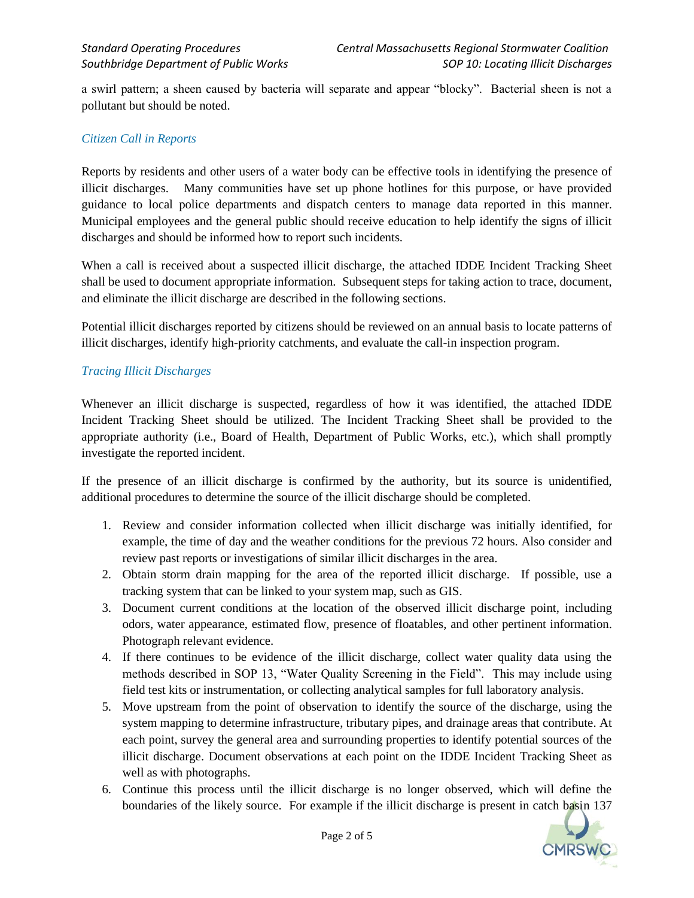a swirl pattern; a sheen caused by bacteria will separate and appear "blocky". Bacterial sheen is not a pollutant but should be noted.

### *Citizen Call in Reports*

Reports by residents and other users of a water body can be effective tools in identifying the presence of illicit discharges. Many communities have set up phone hotlines for this purpose, or have provided guidance to local police departments and dispatch centers to manage data reported in this manner. Municipal employees and the general public should receive education to help identify the signs of illicit discharges and should be informed how to report such incidents.

When a call is received about a suspected illicit discharge, the attached IDDE Incident Tracking Sheet shall be used to document appropriate information. Subsequent steps for taking action to trace, document, and eliminate the illicit discharge are described in the following sections.

Potential illicit discharges reported by citizens should be reviewed on an annual basis to locate patterns of illicit discharges, identify high-priority catchments, and evaluate the call-in inspection program.

### *Tracing Illicit Discharges*

Whenever an illicit discharge is suspected, regardless of how it was identified, the attached IDDE Incident Tracking Sheet should be utilized. The Incident Tracking Sheet shall be provided to the appropriate authority (i.e., Board of Health, Department of Public Works, etc.), which shall promptly investigate the reported incident.

If the presence of an illicit discharge is confirmed by the authority, but its source is unidentified, additional procedures to determine the source of the illicit discharge should be completed.

1. Review and consider information collected when illicit discharge was initially identified, for example, the time of day and the weather conditions for the previous 72 hours. Also consider and review past reports or investigations of similar illicit discharges in the area.
2. Obtain storm drain mapping for the area of the reported illicit discharge. If possible, use a tracking system that can be linked to your system map, such as GIS.
3. Document current conditions at the location of the observed illicit discharge point, including odors, water appearance, estimated flow, presence of floatables, and other pertinent information. Photograph relevant evidence.
4. If there continues to be evidence of the illicit discharge, collect water quality data using the methods described in SOP 13, "Water Quality Screening in the Field". This may include using field test kits or instrumentation, or collecting analytical samples for full laboratory analysis.
5. Move upstream from the point of observation to identify the source of the discharge, using the system mapping to determine infrastructure, tributary pipes, and drainage areas that contribute. At each point, survey the general area and surrounding properties to identify potential sources of the illicit discharge. Document observations at each point on the IDDE Incident Tracking Sheet as well as with photographs.
6. Continue this process until the illicit discharge is no longer observed, which will define the boundaries of the likely source. For example if the illicit discharge is present in catch basin 137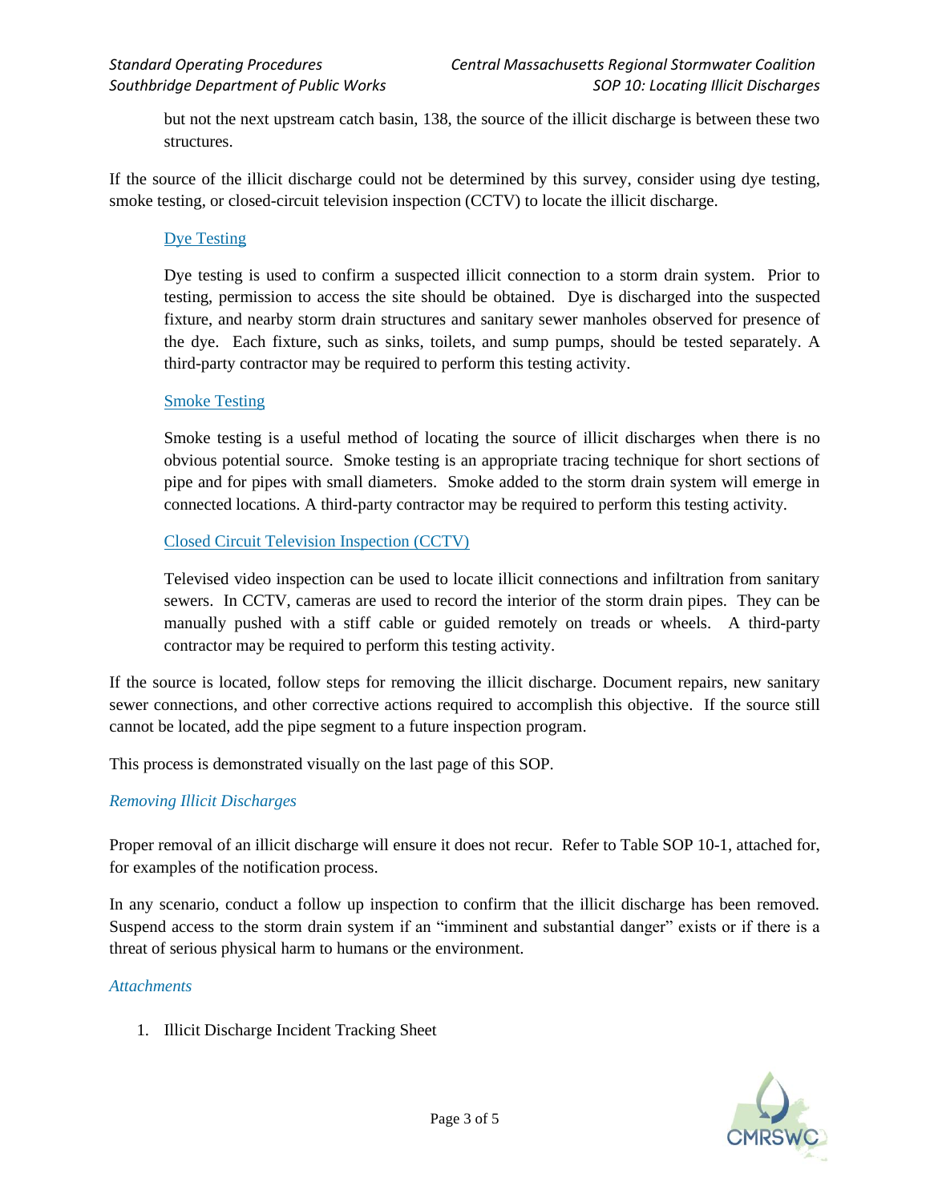but not the next upstream catch basin, 138, the source of the illicit discharge is between these two structures.

If the source of the illicit discharge could not be determined by this survey, consider using dye testing, smoke testing, or closed-circuit television inspection (CCTV) to locate the illicit discharge.

### Dye Testing

Dye testing is used to confirm a suspected illicit connection to a storm drain system. Prior to testing, permission to access the site should be obtained. Dye is discharged into the suspected fixture, and nearby storm drain structures and sanitary sewer manholes observed for presence of the dye. Each fixture, such as sinks, toilets, and sump pumps, should be tested separately. A third-party contractor may be required to perform this testing activity.

### Smoke Testing

Smoke testing is a useful method of locating the source of illicit discharges when there is no obvious potential source. Smoke testing is an appropriate tracing technique for short sections of pipe and for pipes with small diameters. Smoke added to the storm drain system will emerge in connected locations. A third-party contractor may be required to perform this testing activity.

### Closed Circuit Television Inspection (CCTV)

Televised video inspection can be used to locate illicit connections and infiltration from sanitary sewers. In CCTV, cameras are used to record the interior of the storm drain pipes. They can be manually pushed with a stiff cable or guided remotely on treads or wheels. A third-party contractor may be required to perform this testing activity.

If the source is located, follow steps for removing the illicit discharge. Document repairs, new sanitary sewer connections, and other corrective actions required to accomplish this objective. If the source still cannot be located, add the pipe segment to a future inspection program.

This process is demonstrated visually on the last page of this SOP.

## *Removing Illicit Discharges*

Proper removal of an illicit discharge will ensure it does not recur. Refer to Table SOP 10-1, attached for, for examples of the notification process.

In any scenario, conduct a follow up inspection to confirm that the illicit discharge has been removed. Suspend access to the storm drain system if an "imminent and substantial danger" exists or if there is a threat of serious physical harm to humans or the environment.

## *Attachments*

1. Illicit Discharge Incident Tracking Sheet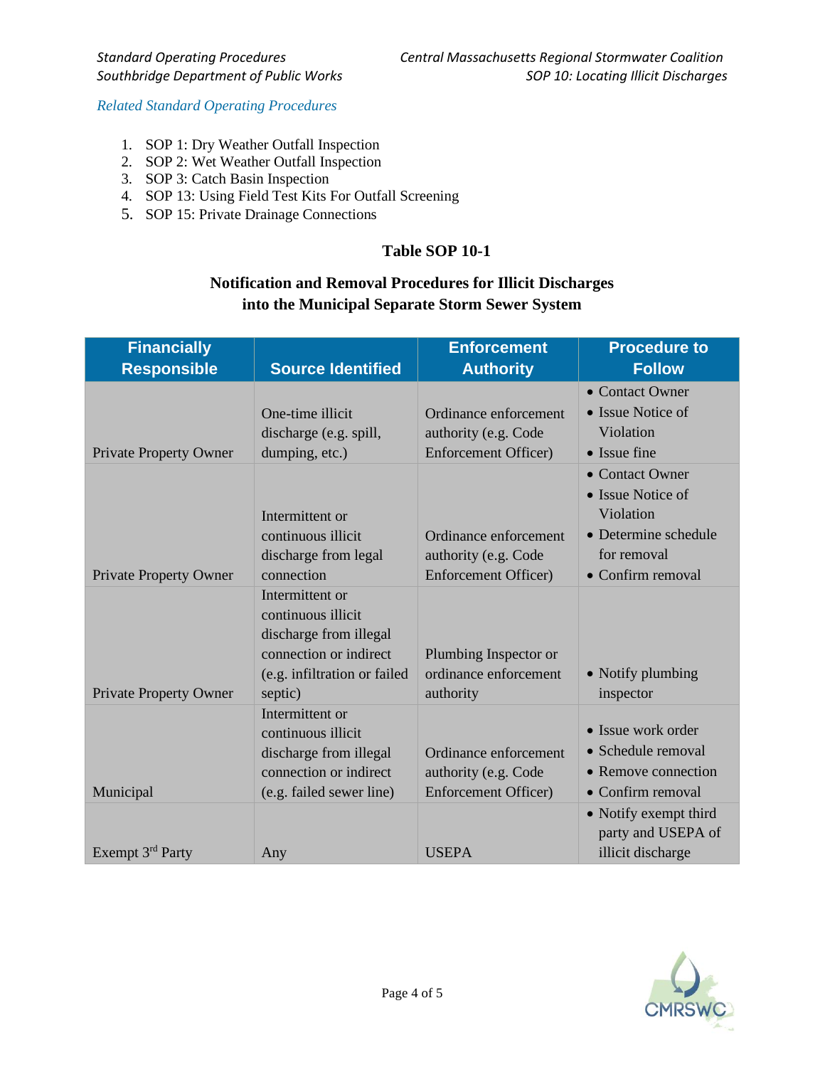*Related Standard Operating Procedures*

1. SOP 1: Dry Weather Outfall Inspection
2. SOP 2: Wet Weather Outfall Inspection
3. SOP 3: Catch Basin Inspection
4. SOP 13: Using Field Test Kits For Outfall Screening
5. SOP 15: Private Drainage Connections

**Table SOP 10-1**

**Notification and Removal Procedures for Illicit Discharges into the Municipal Separate Storm Sewer System**

| Financially Responsible | Source Identified | Enforcement Authority | Procedure to Follow |
|---|---|---|---|
| Private Property Owner | One-time illicit discharge (e.g. spill, dumping, etc.) | Ordinance enforcement authority (e.g. Code Enforcement Officer) | • Contact Owner<br>• Issue Notice of Violation<br>• Issue fine |
| Private Property Owner | Intermittent or continuous illicit discharge from legal connection | Ordinance enforcement authority (e.g. Code Enforcement Officer) | • Contact Owner<br>• Issue Notice of Violation<br>• Determine schedule for removal<br>• Confirm removal |
| Private Property Owner | Intermittent or continuous illicit discharge from illegal connection or indirect (e.g. infiltration or failed septic) | Plumbing Inspector or ordinance enforcement authority | • Notify plumbing inspector |
| Municipal | Intermittent or continuous illicit discharge from illegal connection or indirect (e.g. failed sewer line) | Ordinance enforcement authority (e.g. Code Enforcement Officer) | • Issue work order<br>• Schedule removal<br>• Remove connection<br>• Confirm removal |
| Exempt 3rd Party | Any | USEPA | • Notify exempt third party and USEPA of illicit discharge |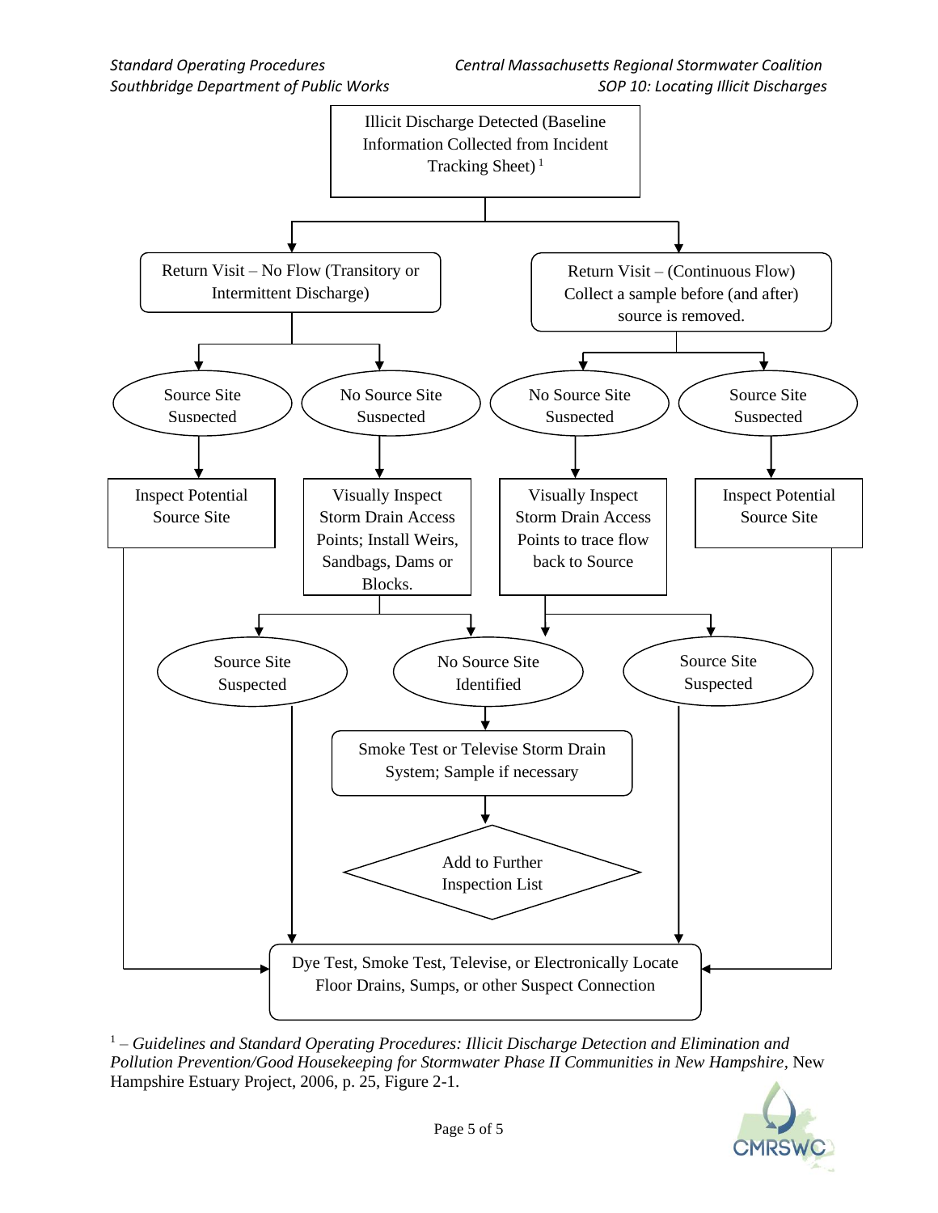Illicit Discharge Detected (Baseline Information Collected from Incident Tracking Sheet)[1]

Return Visit – No Flow (Transitory or Intermittent Discharge)

Return Visit – (Continuous Flow) Collect a sample before (and after) source is removed.

Source Site Suspected

No Source Site Suspected

No Source Site Suspected

Source Site Suspected

Inspect Potential Source Site

Visually Inspect Storm Drain Access Points; Install Weirs, Sandbags, Dams or Blocks.

Visually Inspect Storm Drain Access Points to trace flow back to Source

Inspect Potential Source Site

Source Site Suspected

No Source Site Identified

Source Site Suspected

Smoke Test or Televise Storm Drain System; Sample if necessary

Add to Further Inspection List

Dye Test, Smoke Test, Televise, or Electronically Locate Floor Drains, Sumps, or other Suspect Connection

[1] – *Guidelines and Standard Operating Procedures: Illicit Discharge Detection and Elimination and Pollution Prevention/Good Housekeeping for Stormwater Phase II Communities in New Hampshire*, New Hampshire Estuary Project, 2006, p. 25, Figure 2-1.